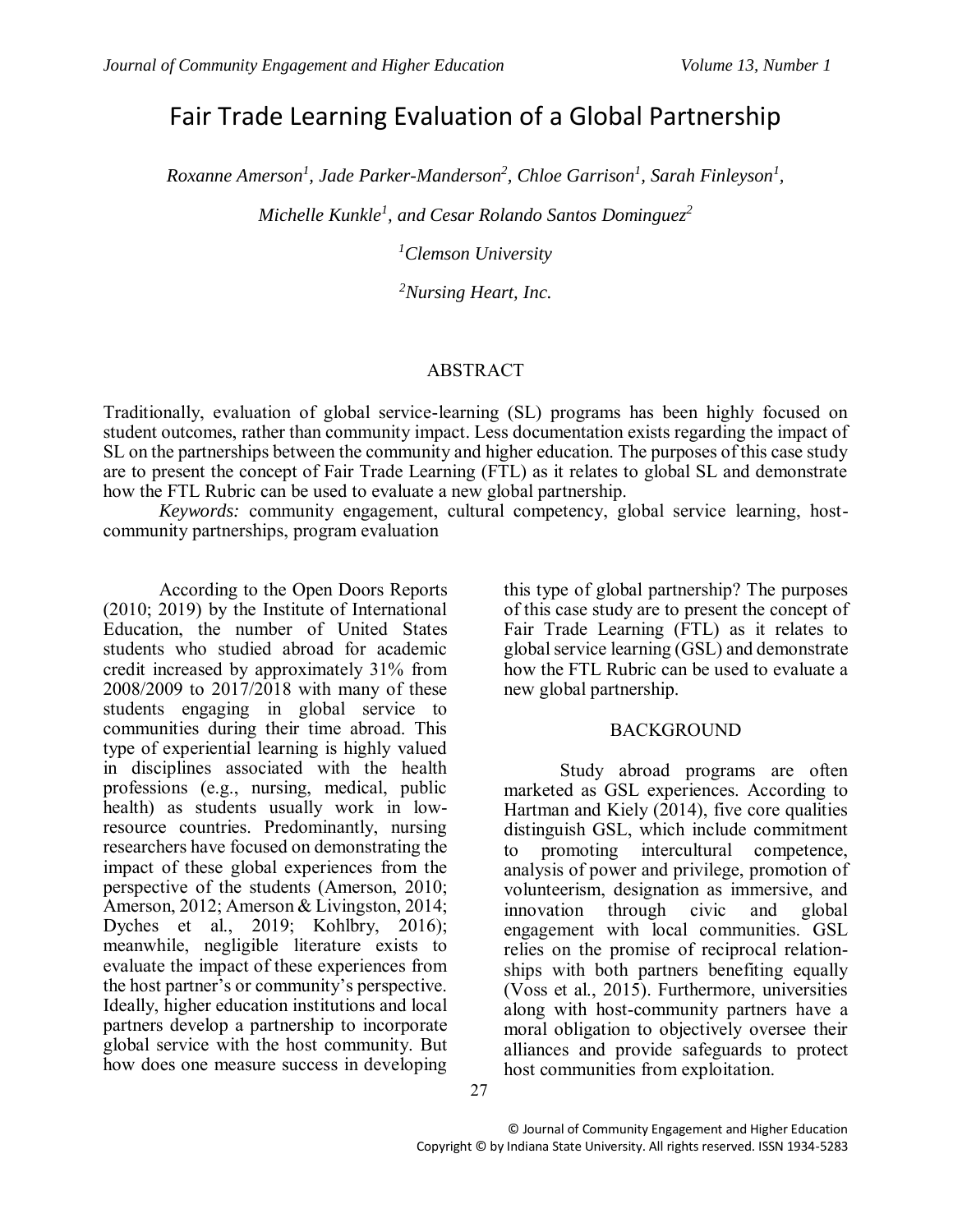# Fair Trade Learning Evaluation of a Global Partnership

*Roxanne Amerson[1], Jade Parker-Manderson[2], Chloe Garrison[1], Sarah Finleyson[1], Michelle Kunkle[1], and Cesar Rolando Santos Dominguez[2]*

*[1]Clemson University*

*[2]Nursing Heart, Inc.*

## ABSTRACT

Traditionally, evaluation of global service-learning (SL) programs has been highly focused on student outcomes, rather than community impact. Less documentation exists regarding the impact of SL on the partnerships between the community and higher education. The purposes of this case study are to present the concept of Fair Trade Learning (FTL) as it relates to global SL and demonstrate how the FTL Rubric can be used to evaluate a new global partnership.

*Keywords:* community engagement, cultural competency, global service learning, host-community partnerships, program evaluation

According to the Open Doors Reports (2010; 2019) by the Institute of International Education, the number of United States students who studied abroad for academic credit increased by approximately 31% from 2008/2009 to 2017/2018 with many of these students engaging in global service to communities during their time abroad. This type of experiential learning is highly valued in disciplines associated with the health professions (e.g., nursing, medical, public health) as students usually work in low-resource countries. Predominantly, nursing researchers have focused on demonstrating the impact of these global experiences from the perspective of the students (Amerson, 2010; Amerson, 2012; Amerson & Livingston, 2014; Dyches et al., 2019; Kohlbry, 2016); meanwhile, negligible literature exists to evaluate the impact of these experiences from the host partner's or community's perspective. Ideally, higher education institutions and local partners develop a partnership to incorporate global service with the host community. But how does one measure success in developing this type of global partnership? The purposes of this case study are to present the concept of Fair Trade Learning (FTL) as it relates to global service learning (GSL) and demonstrate how the FTL Rubric can be used to evaluate a new global partnership.

## BACKGROUND

Study abroad programs are often marketed as GSL experiences. According to Hartman and Kiely (2014), five core qualities distinguish GSL, which include commitment to promoting intercultural competence, analysis of power and privilege, promotion of volunteerism, designation as immersive, and innovation through civic and global engagement with local communities. GSL relies on the promise of reciprocal relationships with both partners benefiting equally (Voss et al., 2015). Furthermore, universities along with host-community partners have a moral obligation to objectively oversee their alliances and provide safeguards to protect host communities from exploitation.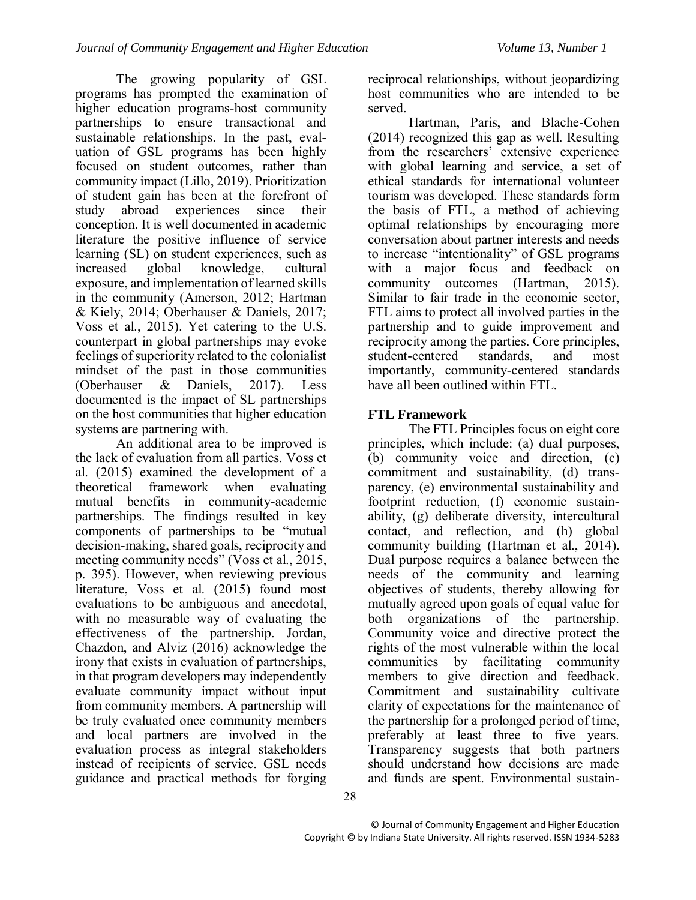The growing popularity of GSL programs has prompted the examination of higher education programs-host community partnerships to ensure transactional and sustainable relationships. In the past, evaluation of GSL programs has been highly focused on student outcomes, rather than community impact (Lillo, 2019). Prioritization of student gain has been at the forefront of study abroad experiences since their conception. It is well documented in academic literature the positive influence of service learning (SL) on student experiences, such as increased global knowledge, cultural exposure, and implementation of learned skills in the community (Amerson, 2012; Hartman & Kiely, 2014; Oberhauser & Daniels, 2017; Voss et al., 2015). Yet catering to the U.S. counterpart in global partnerships may evoke feelings of superiority related to the colonialist mindset of the past in those communities (Oberhauser & Daniels, 2017). Less documented is the impact of SL partnerships on the host communities that higher education systems are partnering with.

An additional area to be improved is the lack of evaluation from all parties. Voss et al. (2015) examined the development of a theoretical framework when evaluating mutual benefits in community-academic partnerships. The findings resulted in key components of partnerships to be "mutual decision-making, shared goals, reciprocity and meeting community needs" (Voss et al., 2015, p. 395). However, when reviewing previous literature, Voss et al. (2015) found most evaluations to be ambiguous and anecdotal, with no measurable way of evaluating the effectiveness of the partnership. Jordan, Chazdon, and Alviz (2016) acknowledge the irony that exists in evaluation of partnerships, in that program developers may independently evaluate community impact without input from community members. A partnership will be truly evaluated once community members and local partners are involved in the evaluation process as integral stakeholders instead of recipients of service. GSL needs guidance and practical methods for forging reciprocal relationships, without jeopardizing host communities who are intended to be served.

Hartman, Paris, and Blache-Cohen (2014) recognized this gap as well. Resulting from the researchers' extensive experience with global learning and service, a set of ethical standards for international volunteer tourism was developed. These standards form the basis of FTL, a method of achieving optimal relationships by encouraging more conversation about partner interests and needs to increase "intentionality" of GSL programs with a major focus and feedback on community outcomes (Hartman, 2015). Similar to fair trade in the economic sector, FTL aims to protect all involved parties in the partnership and to guide improvement and reciprocity among the parties. Core principles, student-centered standards, and most importantly, community-centered standards have all been outlined within FTL.

## FTL Framework

The FTL Principles focus on eight core principles, which include: (a) dual purposes, (b) community voice and direction, (c) commitment and sustainability, (d) transparency, (e) environmental sustainability and footprint reduction, (f) economic sustainability, (g) deliberate diversity, intercultural contact, and reflection, and (h) global community building (Hartman et al., 2014). Dual purpose requires a balance between the needs of the community and learning objectives of students, thereby allowing for mutually agreed upon goals of equal value for both organizations of the partnership. Community voice and directive protect the rights of the most vulnerable within the local communities by facilitating community members to give direction and feedback. Commitment and sustainability cultivate clarity of expectations for the maintenance of the partnership for a prolonged period of time, preferably at least three to five years. Transparency suggests that both partners should understand how decisions are made and funds are spent. Environmental sustain-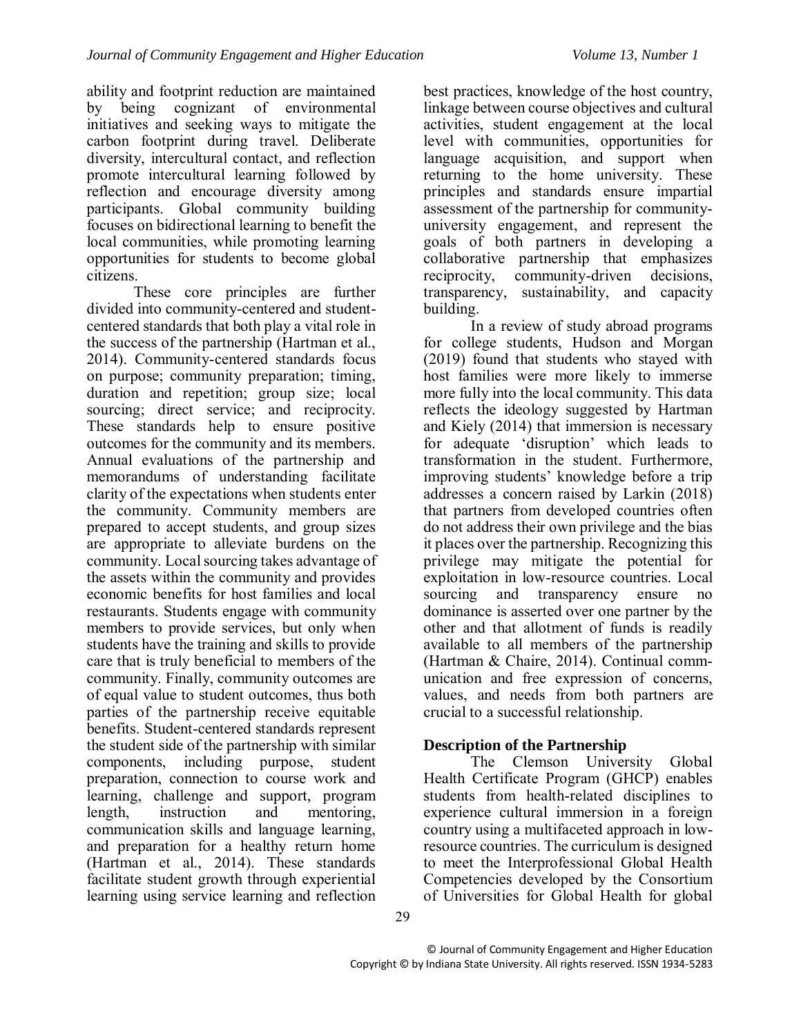ability and footprint reduction are maintained by being cognizant of environmental initiatives and seeking ways to mitigate the carbon footprint during travel. Deliberate diversity, intercultural contact, and reflection promote intercultural learning followed by reflection and encourage diversity among participants. Global community building focuses on bidirectional learning to benefit the local communities, while promoting learning opportunities for students to become global citizens.

These core principles are further divided into community-centered and student-centered standards that both play a vital role in the success of the partnership (Hartman et al., 2014). Community-centered standards focus on purpose; community preparation; timing, duration and repetition; group size; local sourcing; direct service; and reciprocity. These standards help to ensure positive outcomes for the community and its members. Annual evaluations of the partnership and memorandums of understanding facilitate clarity of the expectations when students enter the community. Community members are prepared to accept students, and group sizes are appropriate to alleviate burdens on the community. Local sourcing takes advantage of the assets within the community and provides economic benefits for host families and local restaurants. Students engage with community members to provide services, but only when students have the training and skills to provide care that is truly beneficial to members of the community. Finally, community outcomes are of equal value to student outcomes, thus both parties of the partnership receive equitable benefits. Student-centered standards represent the student side of the partnership with similar components, including purpose, student preparation, connection to course work and learning, challenge and support, program length, instruction and mentoring, communication skills and language learning, and preparation for a healthy return home (Hartman et al., 2014). These standards facilitate student growth through experiential learning using service learning and reflection best practices, knowledge of the host country, linkage between course objectives and cultural activities, student engagement at the local level with communities, opportunities for language acquisition, and support when returning to the home university. These principles and standards ensure impartial assessment of the partnership for community-university engagement, and represent the goals of both partners in developing a collaborative partnership that emphasizes reciprocity, community-driven decisions, transparency, sustainability, and capacity building.

In a review of study abroad programs for college students, Hudson and Morgan (2019) found that students who stayed with host families were more likely to immerse more fully into the local community. This data reflects the ideology suggested by Hartman and Kiely (2014) that immersion is necessary for adequate 'disruption' which leads to transformation in the student. Furthermore, improving students' knowledge before a trip addresses a concern raised by Larkin (2018) that partners from developed countries often do not address their own privilege and the bias it places over the partnership. Recognizing this privilege may mitigate the potential for exploitation in low-resource countries. Local sourcing and transparency ensure no dominance is asserted over one partner by the other and that allotment of funds is readily available to all members of the partnership (Hartman & Chaire, 2014). Continual communication and free expression of concerns, values, and needs from both partners are crucial to a successful relationship.

## Description of the Partnership

The Clemson University Global Health Certificate Program (GHCP) enables students from health-related disciplines to experience cultural immersion in a foreign country using a multifaceted approach in low-resource countries. The curriculum is designed to meet the Interprofessional Global Health Competencies developed by the Consortium of Universities for Global Health for global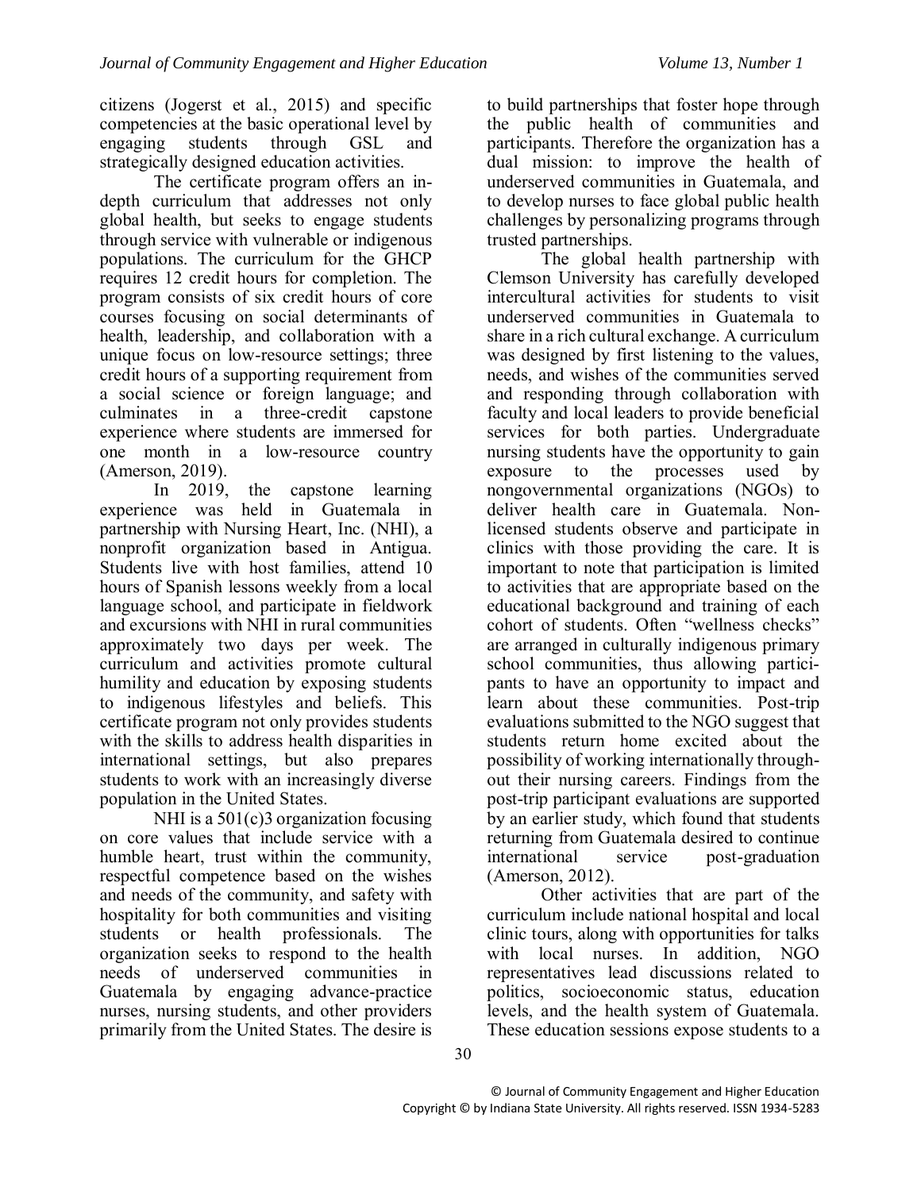citizens (Jogerst et al., 2015) and specific competencies at the basic operational level by engaging students through GSL and strategically designed education activities.

The certificate program offers an in-depth curriculum that addresses not only global health, but seeks to engage students through service with vulnerable or indigenous populations. The curriculum for the GHCP requires 12 credit hours for completion. The program consists of six credit hours of core courses focusing on social determinants of health, leadership, and collaboration with a unique focus on low-resource settings; three credit hours of a supporting requirement from a social science or foreign language; and culminates in a three-credit capstone experience where students are immersed for one month in a low-resource country (Amerson, 2019).

In 2019, the capstone learning experience was held in Guatemala in partnership with Nursing Heart, Inc. (NHI), a nonprofit organization based in Antigua. Students live with host families, attend 10 hours of Spanish lessons weekly from a local language school, and participate in fieldwork and excursions with NHI in rural communities approximately two days per week. The curriculum and activities promote cultural humility and education by exposing students to indigenous lifestyles and beliefs. This certificate program not only provides students with the skills to address health disparities in international settings, but also prepares students to work with an increasingly diverse population in the United States.

NHI is a 501(c)3 organization focusing on core values that include service with a humble heart, trust within the community, respectful competence based on the wishes and needs of the community, and safety with hospitality for both communities and visiting students or health professionals. The organization seeks to respond to the health needs of underserved communities in Guatemala by engaging advance-practice nurses, nursing students, and other providers primarily from the United States. The desire is to build partnerships that foster hope through the public health of communities and participants. Therefore the organization has a dual mission: to improve the health of underserved communities in Guatemala, and to develop nurses to face global public health challenges by personalizing programs through trusted partnerships.

The global health partnership with Clemson University has carefully developed intercultural activities for students to visit underserved communities in Guatemala to share in a rich cultural exchange. A curriculum was designed by first listening to the values, needs, and wishes of the communities served and responding through collaboration with faculty and local leaders to provide beneficial services for both parties. Undergraduate nursing students have the opportunity to gain exposure to the processes used by nongovernmental organizations (NGOs) to deliver health care in Guatemala. Non-licensed students observe and participate in clinics with those providing the care. It is important to note that participation is limited to activities that are appropriate based on the educational background and training of each cohort of students. Often "wellness checks" are arranged in culturally indigenous primary school communities, thus allowing participants to have an opportunity to impact and learn about these communities. Post-trip evaluations submitted to the NGO suggest that students return home excited about the possibility of working internationally throughout their nursing careers. Findings from the post-trip participant evaluations are supported by an earlier study, which found that students returning from Guatemala desired to continue international service post-graduation (Amerson, 2012).

Other activities that are part of the curriculum include national hospital and local clinic tours, along with opportunities for talks with local nurses. In addition, NGO representatives lead discussions related to politics, socioeconomic status, education levels, and the health system of Guatemala. These education sessions expose students to a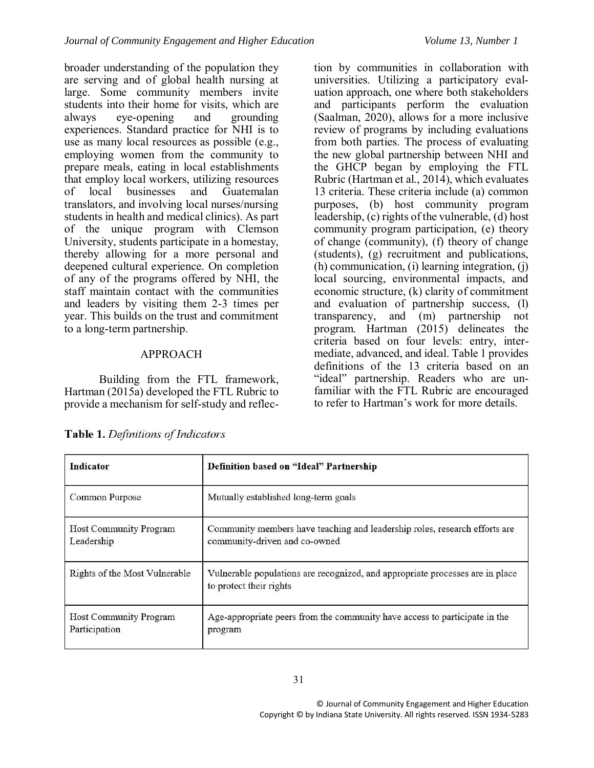broader understanding of the population they are serving and of global health nursing at large. Some community members invite students into their home for visits, which are always eye-opening and grounding experiences. Standard practice for NHI is to use as many local resources as possible (e.g., employing women from the community to prepare meals, eating in local establishments that employ local workers, utilizing resources of local businesses and Guatemalan translators, and involving local nurses/nursing students in health and medical clinics). As part of the unique program with Clemson University, students participate in a homestay, thereby allowing for a more personal and deepened cultural experience. On completion of any of the programs offered by NHI, the staff maintain contact with the communities and leaders by visiting them 2-3 times per year. This builds on the trust and commitment to a long-term partnership.

## APPROACH

Building from the FTL framework, Hartman (2015a) developed the FTL Rubric to provide a mechanism for self-study and reflection by communities in collaboration with universities. Utilizing a participatory evaluation approach, one where both stakeholders and participants perform the evaluation (Saalman, 2020), allows for a more inclusive review of programs by including evaluations from both parties. The process of evaluating the new global partnership between NHI and the GHCP began by employing the FTL Rubric (Hartman et al., 2014), which evaluates 13 criteria. These criteria include (a) common purposes, (b) host community program leadership, (c) rights of the vulnerable, (d) host community program participation, (e) theory of change (community), (f) theory of change (students), (g) recruitment and publications, (h) communication, (i) learning integration, (j) local sourcing, environmental impacts, and economic structure, (k) clarity of commitment and evaluation of partnership success, (l) transparency, and (m) partnership not program. Hartman (2015) delineates the criteria based on four levels: entry, intermediate, advanced, and ideal. Table 1 provides definitions of the 13 criteria based on an "ideal" partnership. Readers who are unfamiliar with the FTL Rubric are encouraged to refer to Hartman's work for more details.

**Table 1.** *Definitions of Indicators*

| Indicator | Definition based on "Ideal" Partnership |
|---|---|
| Common Purpose | Mutually established long-term goals |
| Host Community Program Leadership | Community members have teaching and leadership roles, research efforts are community-driven and co-owned |
| Rights of the Most Vulnerable | Vulnerable populations are recognized, and appropriate processes are in place to protect their rights |
| Host Community Program Participation | Age-appropriate peers from the community have access to participate in the program |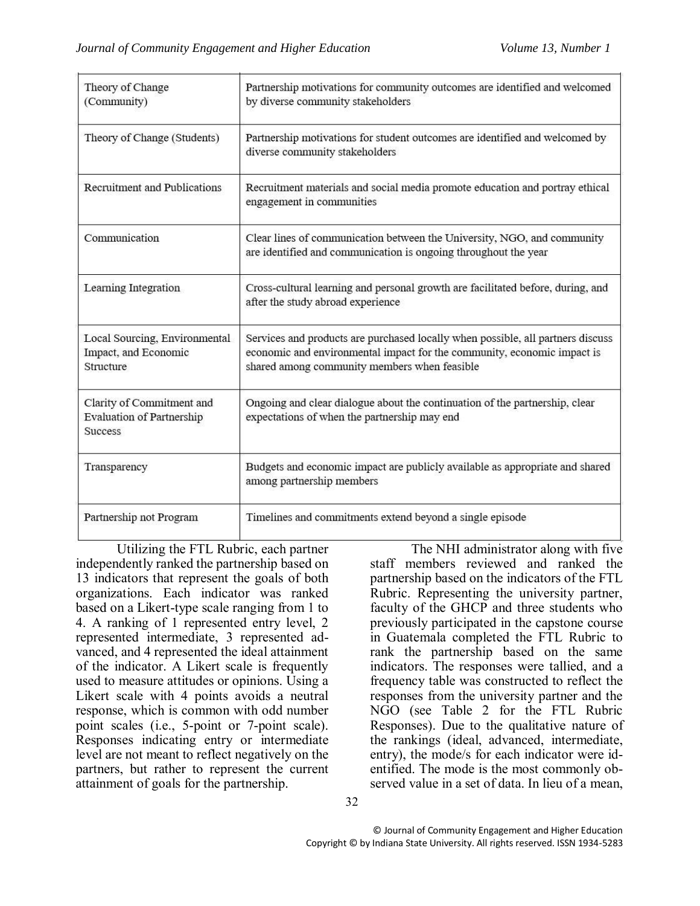| | |
|---|---|
| Theory of Change (Community) | Partnership motivations for community outcomes are identified and welcomed by diverse community stakeholders |
| Theory of Change (Students) | Partnership motivations for student outcomes are identified and welcomed by diverse community stakeholders |
| Recruitment and Publications | Recruitment materials and social media promote education and portray ethical engagement in communities |
| Communication | Clear lines of communication between the University, NGO, and community are identified and communication is ongoing throughout the year |
| Learning Integration | Cross-cultural learning and personal growth are facilitated before, during, and after the study abroad experience |
| Local Sourcing, Environmental Impact, and Economic Structure | Services and products are purchased locally when possible, all partners discuss economic and environmental impact for the community, economic impact is shared among community members when feasible |
| Clarity of Commitment and Evaluation of Partnership Success | Ongoing and clear dialogue about the continuation of the partnership, clear expectations of when the partnership may end |
| Transparency | Budgets and economic impact are publicly available as appropriate and shared among partnership members |
| Partnership not Program | Timelines and commitments extend beyond a single episode |

Utilizing the FTL Rubric, each partner independently ranked the partnership based on 13 indicators that represent the goals of both organizations. Each indicator was ranked based on a Likert-type scale ranging from 1 to 4. A ranking of 1 represented entry level, 2 represented intermediate, 3 represented advanced, and 4 represented the ideal attainment of the indicator. A Likert scale is frequently used to measure attitudes or opinions. Using a Likert scale with 4 points avoids a neutral response, which is common with odd number point scales (i.e., 5-point or 7-point scale). Responses indicating entry or intermediate level are not meant to reflect negatively on the partners, but rather to represent the current attainment of goals for the partnership.

The NHI administrator along with five staff members reviewed and ranked the partnership based on the indicators of the FTL Rubric. Representing the university partner, faculty of the GHCP and three students who previously participated in the capstone course in Guatemala completed the FTL Rubric to rank the partnership based on the same indicators. The responses were tallied, and a frequency table was constructed to reflect the responses from the university partner and the NGO (see Table 2 for the FTL Rubric Responses). Due to the qualitative nature of the rankings (ideal, advanced, intermediate, entry), the mode/s for each indicator were identified. The mode is the most commonly observed value in a set of data. In lieu of a mean,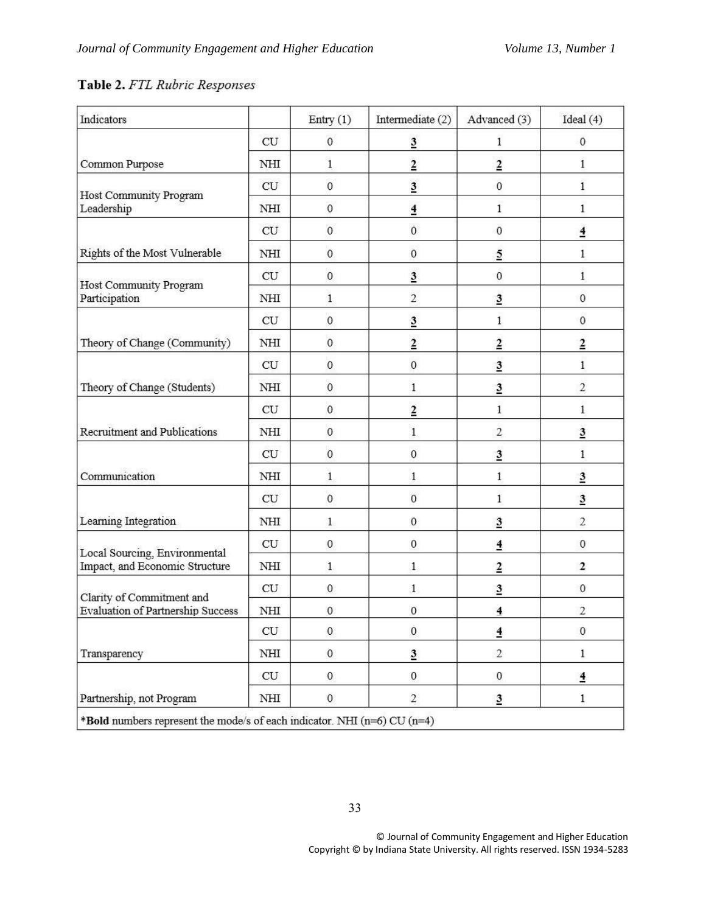**Table 2.** *FTL Rubric Responses*

| Indicators | | Entry (1) | Intermediate (2) | Advanced (3) | Ideal (4) |
|---|---|---|---|---|---|
| Common Purpose | CU | 0 | **3** | 1 | 0 |
| | NHI | 1 | **2** | **2** | 1 |
| Host Community Program Leadership | CU | 0 | **3** | 0 | 1 |
| | NHI | 0 | **4** | 1 | 1 |
| Rights of the Most Vulnerable | CU | 0 | 0 | 0 | **4** |
| | NHI | 0 | 0 | **5** | 1 |
| Host Community Program Participation | CU | 0 | **3** | 0 | 1 |
| | NHI | 1 | 2 | **3** | 0 |
| Theory of Change (Community) | CU | 0 | **3** | 1 | 0 |
| | NHI | 0 | **2** | **2** | **2** |
| Theory of Change (Students) | CU | 0 | 0 | **3** | 1 |
| | NHI | 0 | 1 | **3** | 2 |
| Recruitment and Publications | CU | 0 | **2** | 1 | 1 |
| | NHI | 0 | 1 | 2 | **3** |
| Communication | CU | 0 | 0 | **3** | 1 |
| | NHI | 1 | 1 | 1 | **3** |
| Learning Integration | CU | 0 | 0 | 1 | **3** |
| | NHI | 1 | 0 | **3** | 2 |
| Local Sourcing, Environmental Impact, and Economic Structure | CU | 0 | 0 | **4** | 0 |
| | NHI | 1 | 1 | **2** | **2** |
| Clarity of Commitment and Evaluation of Partnership Success | CU | 0 | 1 | **3** | 0 |
| | NHI | 0 | 0 | **4** | 2 |
| Transparency | CU | 0 | 0 | **4** | 0 |
| | NHI | 0 | **3** | 2 | 1 |
| Partnership, not Program | CU | 0 | 0 | 0 | **4** |
| | NHI | 0 | 2 | **3** | 1 |

*__Bold__ numbers represent the mode/s of each indicator. NHI (n=6) CU (n=4)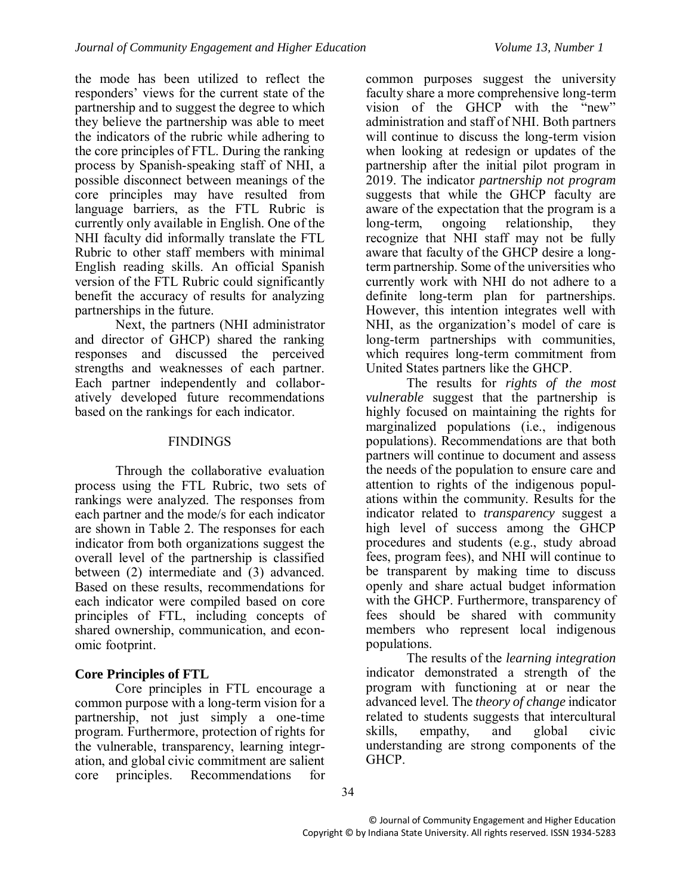the mode has been utilized to reflect the responders' views for the current state of the partnership and to suggest the degree to which they believe the partnership was able to meet the indicators of the rubric while adhering to the core principles of FTL. During the ranking process by Spanish-speaking staff of NHI, a possible disconnect between meanings of the core principles may have resulted from language barriers, as the FTL Rubric is currently only available in English. One of the NHI faculty did informally translate the FTL Rubric to other staff members with minimal English reading skills. An official Spanish version of the FTL Rubric could significantly benefit the accuracy of results for analyzing partnerships in the future.

Next, the partners (NHI administrator and director of GHCP) shared the ranking responses and discussed the perceived strengths and weaknesses of each partner. Each partner independently and collaboratively developed future recommendations based on the rankings for each indicator.

## FINDINGS

Through the collaborative evaluation process using the FTL Rubric, two sets of rankings were analyzed. The responses from each partner and the mode/s for each indicator are shown in Table 2. The responses for each indicator from both organizations suggest the overall level of the partnership is classified between (2) intermediate and (3) advanced. Based on these results, recommendations for each indicator were compiled based on core principles of FTL, including concepts of shared ownership, communication, and economic footprint.

### Core Principles of FTL

Core principles in FTL encourage a common purpose with a long-term vision for a partnership, not just simply a one-time program. Furthermore, protection of rights for the vulnerable, transparency, learning integration, and global civic commitment are salient core principles. Recommendations for common purposes suggest the university faculty share a more comprehensive long-term vision of the GHCP with the "new" administration and staff of NHI. Both partners will continue to discuss the long-term vision when looking at redesign or updates of the partnership after the initial pilot program in 2019. The indicator *partnership not program* suggests that while the GHCP faculty are aware of the expectation that the program is a long-term, ongoing relationship, they recognize that NHI staff may not be fully aware that faculty of the GHCP desire a long-term partnership. Some of the universities who currently work with NHI do not adhere to a definite long-term plan for partnerships. However, this intention integrates well with NHI, as the organization's model of care is long-term partnerships with communities, which requires long-term commitment from United States partners like the GHCP.

The results for *rights of the most vulnerable* suggest that the partnership is highly focused on maintaining the rights for marginalized populations (i.e., indigenous populations). Recommendations are that both partners will continue to document and assess the needs of the population to ensure care and attention to rights of the indigenous populations within the community. Results for the indicator related to *transparency* suggest a high level of success among the GHCP procedures and students (e.g., study abroad fees, program fees), and NHI will continue to be transparent by making time to discuss openly and share actual budget information with the GHCP. Furthermore, transparency of fees should be shared with community members who represent local indigenous populations.

The results of the *learning integration* indicator demonstrated a strength of the program with functioning at or near the advanced level. The *theory of change* indicator related to students suggests that intercultural skills, empathy, and global civic understanding are strong components of the GHCP.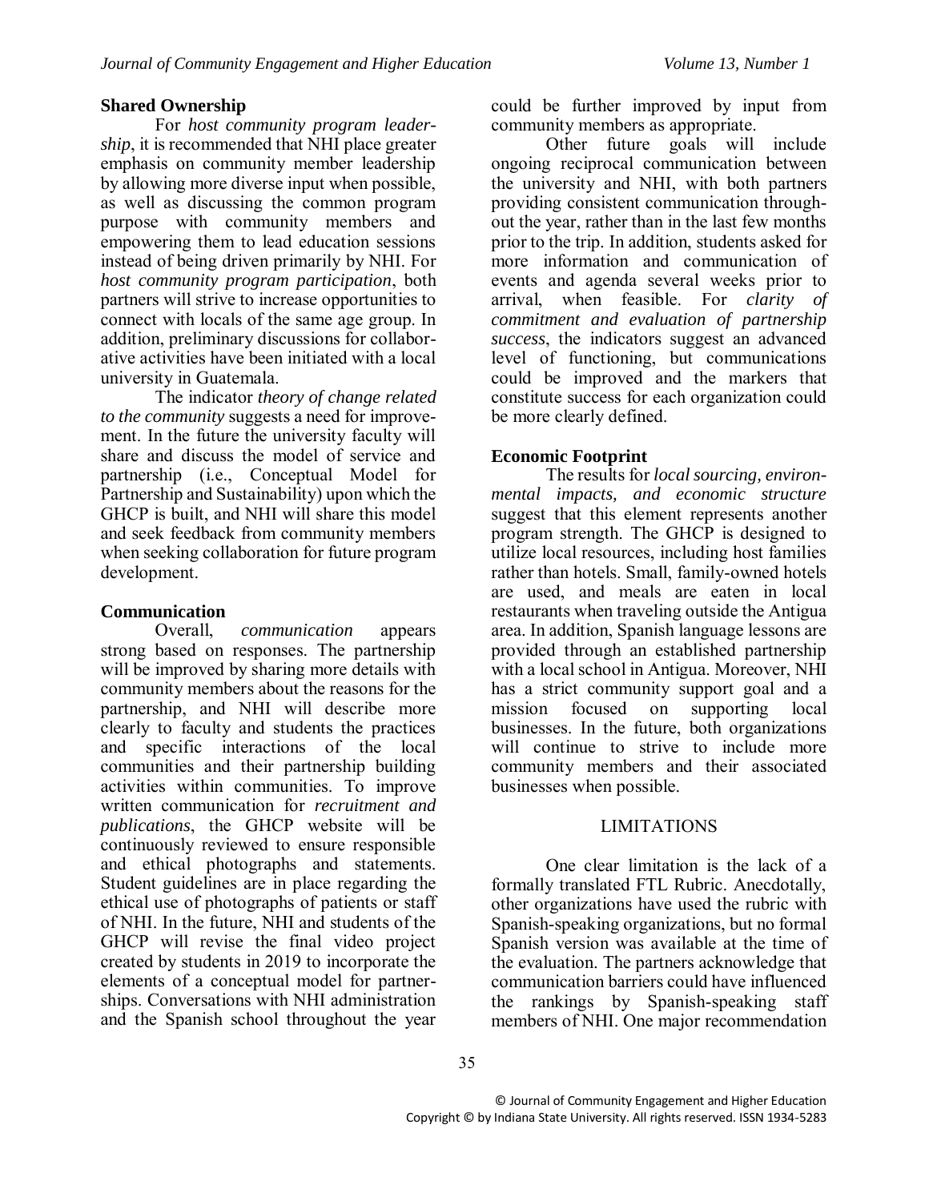### Shared Ownership

For *host community program leadership*, it is recommended that NHI place greater emphasis on community member leadership by allowing more diverse input when possible, as well as discussing the common program purpose with community members and empowering them to lead education sessions instead of being driven primarily by NHI. For *host community program participation*, both partners will strive to increase opportunities to connect with locals of the same age group. In addition, preliminary discussions for collaborative activities have been initiated with a local university in Guatemala.

The indicator *theory of change related to the community* suggests a need for improvement. In the future the university faculty will share and discuss the model of service and partnership (i.e., Conceptual Model for Partnership and Sustainability) upon which the GHCP is built, and NHI will share this model and seek feedback from community members when seeking collaboration for future program development.

### Communication

Overall, *communication* appears strong based on responses. The partnership will be improved by sharing more details with community members about the reasons for the partnership, and NHI will describe more clearly to faculty and students the practices and specific interactions of the local communities and their partnership building activities within communities. To improve written communication for *recruitment and publications*, the GHCP website will be continuously reviewed to ensure responsible and ethical photographs and statements. Student guidelines are in place regarding the ethical use of photographs of patients or staff of NHI. In the future, NHI and students of the GHCP will revise the final video project created by students in 2019 to incorporate the elements of a conceptual model for partnerships. Conversations with NHI administration and the Spanish school throughout the year could be further improved by input from community members as appropriate.

Other future goals will include ongoing reciprocal communication between the university and NHI, with both partners providing consistent communication throughout the year, rather than in the last few months prior to the trip. In addition, students asked for more information and communication of events and agenda several weeks prior to arrival, when feasible. For *clarity of commitment and evaluation of partnership success*, the indicators suggest an advanced level of functioning, but communications could be improved and the markers that constitute success for each organization could be more clearly defined.

### Economic Footprint

The results for *local sourcing, environmental impacts, and economic structure* suggest that this element represents another program strength. The GHCP is designed to utilize local resources, including host families rather than hotels. Small, family-owned hotels are used, and meals are eaten in local restaurants when traveling outside the Antigua area. In addition, Spanish language lessons are provided through an established partnership with a local school in Antigua. Moreover, NHI has a strict community support goal and a mission focused on supporting local businesses. In the future, both organizations will continue to strive to include more community members and their associated businesses when possible.

## LIMITATIONS

One clear limitation is the lack of a formally translated FTL Rubric. Anecdotally, other organizations have used the rubric with Spanish-speaking organizations, but no formal Spanish version was available at the time of the evaluation. The partners acknowledge that communication barriers could have influenced the rankings by Spanish-speaking staff members of NHI. One major recommendation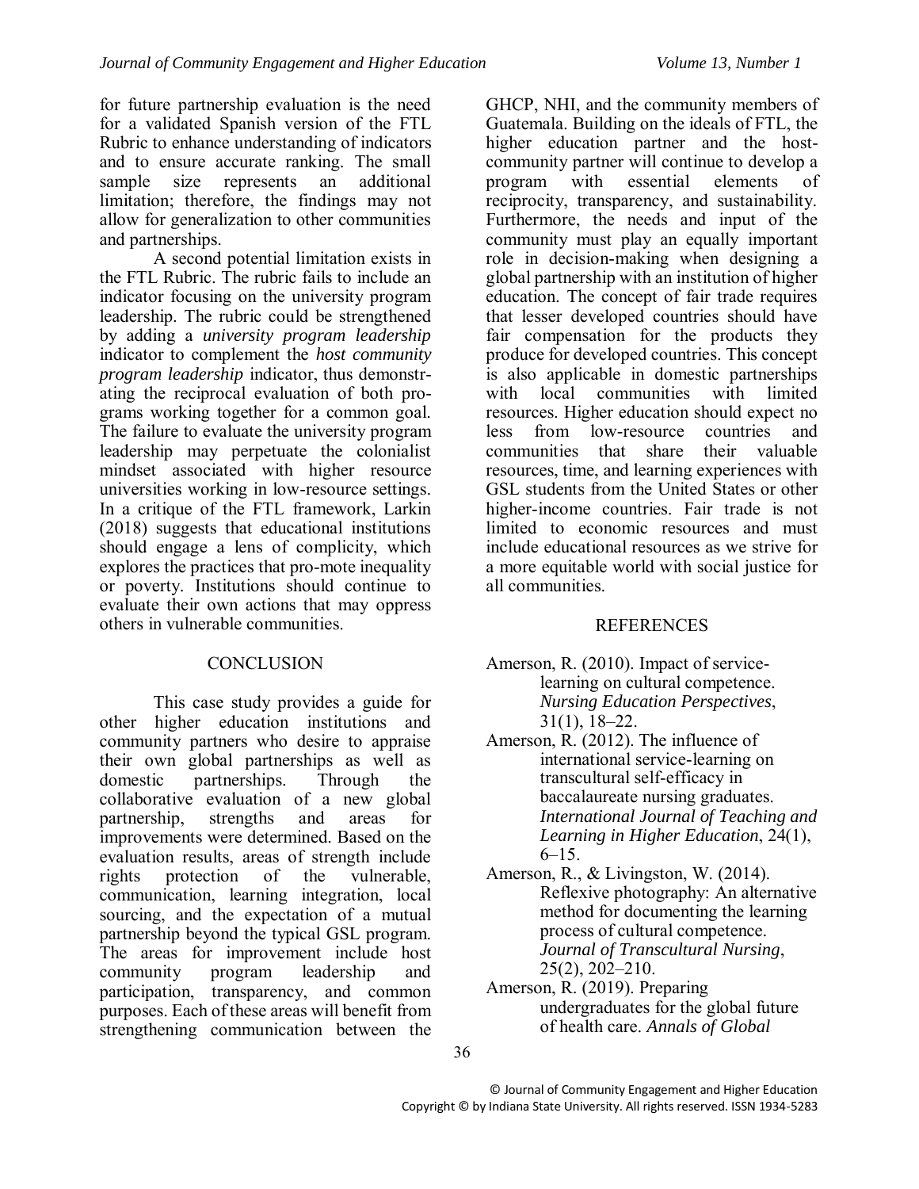for future partnership evaluation is the need for a validated Spanish version of the FTL Rubric to enhance understanding of indicators and to ensure accurate ranking. The small sample size represents an additional limitation; therefore, the findings may not allow for generalization to other communities and partnerships.

A second potential limitation exists in the FTL Rubric. The rubric fails to include an indicator focusing on the university program leadership. The rubric could be strengthened by adding a *university program leadership* indicator to complement the *host community program leadership* indicator, thus demonstrating the reciprocal evaluation of both programs working together for a common goal. The failure to evaluate the university program leadership may perpetuate the colonialist mindset associated with higher resource universities working in low-resource settings. In a critique of the FTL framework, Larkin (2018) suggests that educational institutions should engage a lens of complicity, which explores the practices that promote inequality or poverty. Institutions should continue to evaluate their own actions that may oppress others in vulnerable communities.

## CONCLUSION

This case study provides a guide for other higher education institutions and community partners who desire to appraise their own global partnerships as well as domestic partnerships. Through the collaborative evaluation of a new global partnership, strengths and areas for improvements were determined. Based on the evaluation results, areas of strength include rights protection of the vulnerable, communication, learning integration, local sourcing, and the expectation of a mutual partnership beyond the typical GSL program. The areas for improvement include host community program leadership and participation, transparency, and common purposes. Each of these areas will benefit from strengthening communication between the GHCP, NHI, and the community members of Guatemala. Building on the ideals of FTL, the higher education partner and the host-community partner will continue to develop a program with essential elements of reciprocity, transparency, and sustainability. Furthermore, the needs and input of the community must play an equally important role in decision-making when designing a global partnership with an institution of higher education. The concept of fair trade requires that lesser developed countries should have fair compensation for the products they produce for developed countries. This concept is also applicable in domestic partnerships with local communities with limited resources. Higher education should expect no less from low-resource countries and communities that share their valuable resources, time, and learning experiences with GSL students from the United States or other higher-income countries. Fair trade is not limited to economic resources and must include educational resources as we strive for a more equitable world with social justice for all communities.

## REFERENCES

Amerson, R. (2010). Impact of service-learning on cultural competence. *Nursing Education Perspectives*, 31(1), 18–22.

Amerson, R. (2012). The influence of international service-learning on transcultural self-efficacy in baccalaureate nursing graduates. *International Journal of Teaching and Learning in Higher Education*, 24(1), 6–15.

Amerson, R., & Livingston, W. (2014). Reflexive photography: An alternative method for documenting the learning process of cultural competence. *Journal of Transcultural Nursing*, 25(2), 202–210.

Amerson, R. (2019). Preparing undergraduates for the global future of health care. *Annals of Global*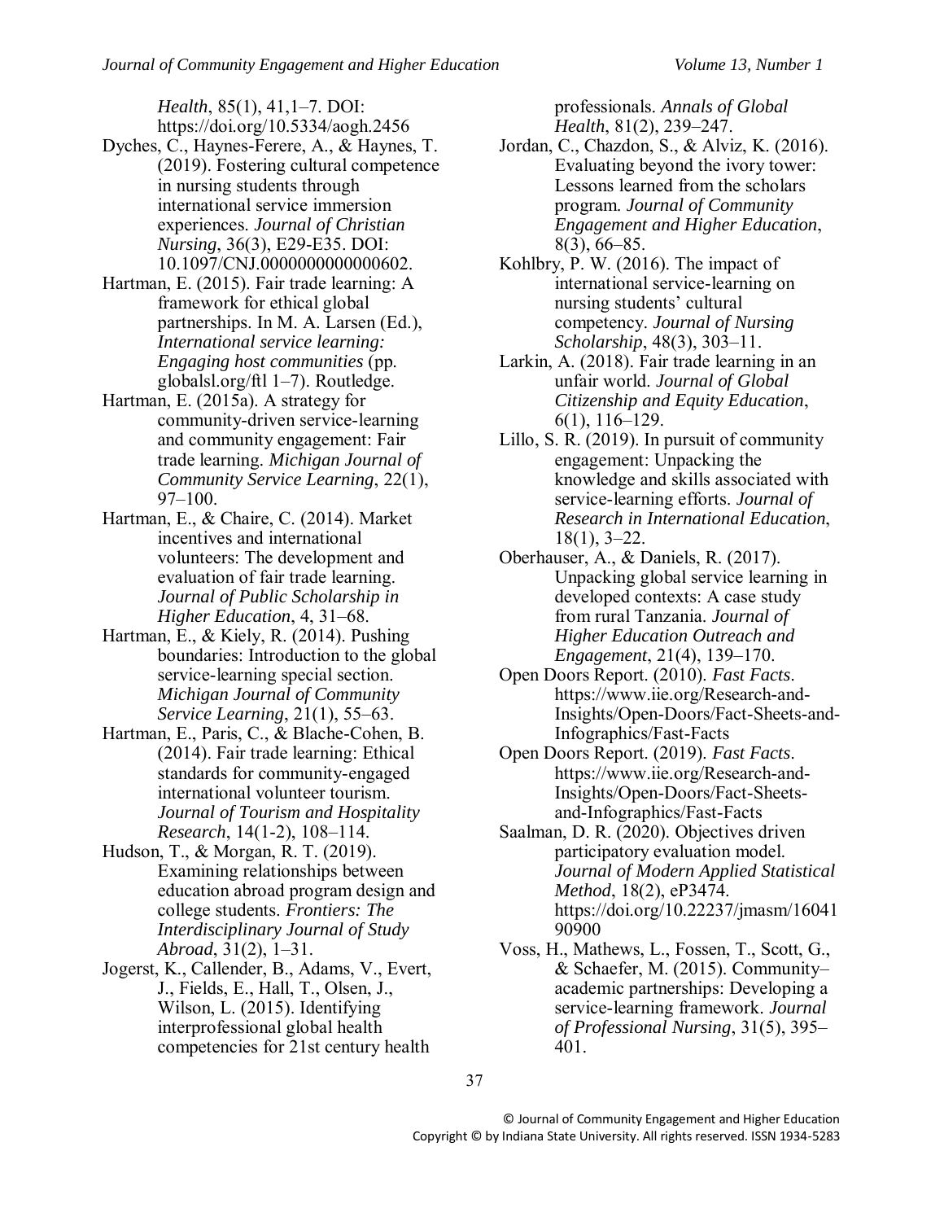*Health*, 85(1), 41,1–7. DOI: https://doi.org/10.5334/aogh.2456

Dyches, C., Haynes-Ferere, A., & Haynes, T. (2019). Fostering cultural competence in nursing students through international service immersion experiences. *Journal of Christian Nursing*, 36(3), E29-E35. DOI: 10.1097/CNJ.0000000000000602.

Hartman, E. (2015). Fair trade learning: A framework for ethical global partnerships. In M. A. Larsen (Ed.), *International service learning: Engaging host communities* (pp. globalsl.org/ftl 1–7). Routledge.

Hartman, E. (2015a). A strategy for community-driven service-learning and community engagement: Fair trade learning. *Michigan Journal of Community Service Learning*, 22(1), 97–100.

Hartman, E., & Chaire, C. (2014). Market incentives and international volunteers: The development and evaluation of fair trade learning. *Journal of Public Scholarship in Higher Education*, 4, 31–68.

Hartman, E., & Kiely, R. (2014). Pushing boundaries: Introduction to the global service-learning special section. *Michigan Journal of Community Service Learning*, 21(1), 55–63.

Hartman, E., Paris, C., & Blache-Cohen, B. (2014). Fair trade learning: Ethical standards for community-engaged international volunteer tourism. *Journal of Tourism and Hospitality Research*, 14(1-2), 108–114.

Hudson, T., & Morgan, R. T. (2019). Examining relationships between education abroad program design and college students. *Frontiers: The Interdisciplinary Journal of Study Abroad*, 31(2), 1–31.

Jogerst, K., Callender, B., Adams, V., Evert, J., Fields, E., Hall, T., Olsen, J., Wilson, L. (2015). Identifying interprofessional global health competencies for 21st century health professionals. *Annals of Global Health*, 81(2), 239–247.

Jordan, C., Chazdon, S., & Alviz, K. (2016). Evaluating beyond the ivory tower: Lessons learned from the scholars program. *Journal of Community Engagement and Higher Education*, 8(3), 66–85.

Kohlbry, P. W. (2016). The impact of international service-learning on nursing students' cultural competency. *Journal of Nursing Scholarship*, 48(3), 303–11.

Larkin, A. (2018). Fair trade learning in an unfair world. *Journal of Global Citizenship and Equity Education*, 6(1), 116–129.

Lillo, S. R. (2019). In pursuit of community engagement: Unpacking the knowledge and skills associated with service-learning efforts. *Journal of Research in International Education*, 18(1), 3–22.

Oberhauser, A., & Daniels, R. (2017). Unpacking global service learning in developed contexts: A case study from rural Tanzania. *Journal of Higher Education Outreach and Engagement*, 21(4), 139–170.

Open Doors Report. (2010). *Fast Facts*. https://www.iie.org/Research-and-Insights/Open-Doors/Fact-Sheets-and-Infographics/Fast-Facts

Open Doors Report. (2019). *Fast Facts*. https://www.iie.org/Research-and-Insights/Open-Doors/Fact-Sheets-and-Infographics/Fast-Facts

Saalman, D. R. (2020). Objectives driven participatory evaluation model. *Journal of Modern Applied Statistical Method*, 18(2), eP3474. https://doi.org/10.22237/jmasm/1604190900

Voss, H., Mathews, L., Fossen, T., Scott, G., & Schaefer, M. (2015). Community–academic partnerships: Developing a service-learning framework. *Journal of Professional Nursing*, 31(5), 395–401.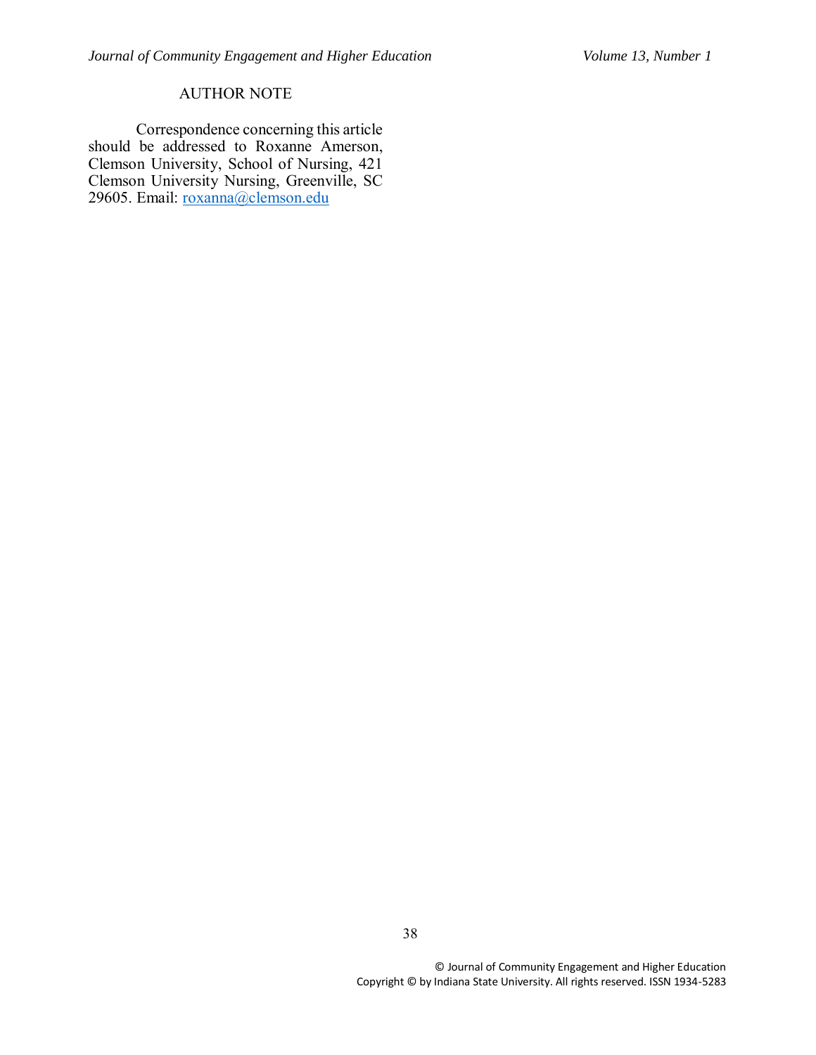## AUTHOR NOTE

Correspondence concerning this article should be addressed to Roxanne Amerson, Clemson University, School of Nursing, 421 Clemson University Nursing, Greenville, SC 29605. Email: [roxanna@clemson.edu](mailto:roxanna@clemson.edu)